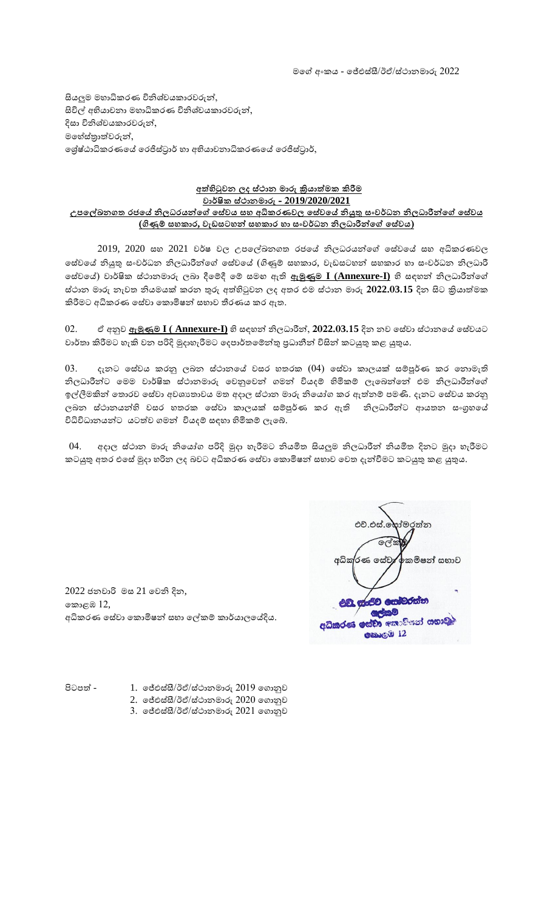මගේ අංකය - ජේඑස්සී/ඊඒ/ස්ථානමාරු 2022

සියලුම මහාධිකරණ විනිශ්චයකාරවරුන්,
සිවිල් අභියාචනා මහාධිකරණ විනිශ්චයකාරවරුන්,
දිසා විනිශ්චයකාරවරුන්,
මහේස්ත්‍රාත්වරුන්,
ශ්‍රේෂ්ඨාධිකරණයේ රෙජිස්ට්‍රාර් හා අභියාචනාධිකරණයේ රෙජිස්ට්‍රාර්,

**<u>අත්හිටුවන ලද ස්ථාන මාරු ක්‍රියාත්මක කිරීම</u>**
**<u>වාර්ෂික ස්ථානමාරු - 2019/2020/2021</u>**
**<u>උපලේඛනගත රජයේ නිලධරයන්ගේ සේවය සහ අධිකරණවල සේවයේ නියුතු සංවර්ධන නිලධාරීන්ගේ සේවය</u>**
**<u>(ගිණුම් සහකාර, වැඩසටහන් සහකාර හා සංවර්ධන නිලධාරීන්ගේ සේවය)</u>**

2019, 2020 සහ 2021 වර්ෂ වල උපලේඛනගත රජයේ නිලධරයන්ගේ සේවයේ සහ අධිකරණවල සේවයේ නියුතු සංවර්ධන නිලධාරීන්ගේ සේවයේ (ගිණුම් සහකාර, වැඩසටහන් සහකාර හා සංවර්ධන නිලධාරී සේවයේ) වාර්ෂික ස්ථානමාරු ලබා දීමේදී මේ සමඟ ඇති **<u>ඇමුණුම I (Annexure-I)</u>** හි සඳහන් නිලධාරීන්ගේ ස්ථාන මාරු නැවත නියමයක් කරන තුරු අත්හිටුවන ලද අතර එම ස්ථාන මාරු **2022.03.15** දින සිට ක්‍රියාත්මක කිරීමට අධිකරණ සේවා කොමිෂන් සභාව තීරණය කර ඇත.

02. ඒ අනුව **<u>ඇමුණුම I ( Annexure-I)</u>** හි සඳහන් නිලධාරීන්, **2022.03.15** දින නව සේවා ස්ථානයේ සේවයට වාර්තා කිරීමට හැකි වන පරිදි මුදාහැරීමට දෙපාර්තමේන්තු ප්‍රධානීන් විසින් කටයුතු කළ යුතුය.

03. දැනට සේවය කරනු ලබන ස්ථානයේ වසර හතරක (04) සේවා කාලයක් සම්පූර්ණ කර නොමැති නිලධාරීන්ට මෙම වාර්ෂික ස්ථානමාරු වෙනුවෙන් ගමන් වියදම් හිමිකම් ලැබෙන්නේ එම නිලධාරීන්ගේ ඉල්ලීමකින් තොරව සේවා අවශ්‍යතාවය මත අදාල ස්ථාන මාරු නියෝග කර ඇත්නම් පමණි. දැනට සේවය කරනු ලබන ස්ථානයන්හි වසර හතරක සේවා කාලයක් සම්පූර්ණ කර ඇති නිලධාරීන්ට ආයතන සංග්‍රහයේ විධිවිධානයන්ට යටත්ව ගමන් වියදම් සඳහා හිමිකම් ලැබේ.

04. අදාල ස්ථාන මාරු නියෝග පරිදි මුදා හැරීමට නියමිත සියලුම නිලධාරීන් නියමිත දිනට මුදා හැරීමට කටයුතු අතර එසේ මුදා හරින ලද බවට අධිකරණ සේවා කොමිෂන් සභාව වෙත දැන්වීමට කටයුතු කළ යුතුය.

එච්.එස්.සෝමරත්න
ලේකම්
අධිකරණ සේවා කොමිෂන් සභාව

2022 ජනවාරි මස 21 වෙනි දින,
කොළඹ 12,
අධිකරණ සේවා කොමිෂන් සභා ලේකම් කාර්යාලයේදිය.

පිටපත් -
1. ජේඑස්සී/ඊඒ/ස්ථානමාරු 2019 ගොනුව
2. ජේඑස්සී/ඊඒ/ස්ථානමාරු 2020 ගොනුව
3. ජේඑස්සී/ඊඒ/ස්ථානමාරු 2021 ගොනුව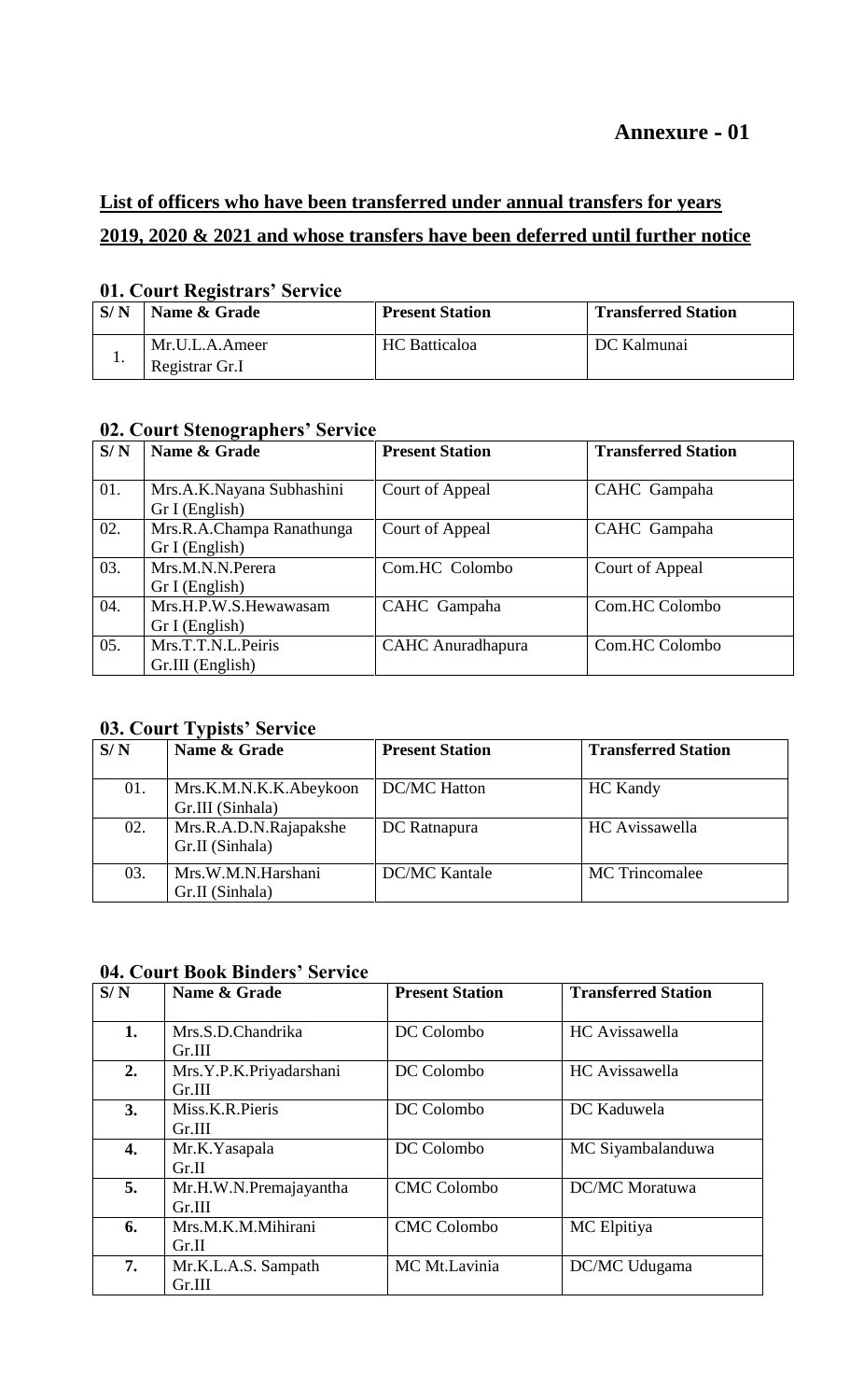## Annexure - 01

**List of officers who have been transferred under annual transfers for years 2019, 2020 & 2021 and whose transfers have been deferred until further notice**

### 01. Court Registrars' Service

| S/ N | Name & Grade | Present Station | Transferred Station |
|---|---|---|---|
| 1. | Mr.U.L.A.Ameer<br>Registrar Gr.I | HC Batticaloa | DC Kalmunai |

### 02. Court Stenographers' Service

| S/ N | Name & Grade | Present Station | Transferred Station |
|---|---|---|---|
| 01. | Mrs.A.K.Nayana Subhashini<br>Gr I (English) | Court of Appeal | CAHC Gampaha |
| 02. | Mrs.R.A.Champa Ranathunga<br>Gr I (English) | Court of Appeal | CAHC Gampaha |
| 03. | Mrs.M.N.N.Perera<br>Gr I (English) | Com.HC Colombo | Court of Appeal |
| 04. | Mrs.H.P.W.S.Hewawasam<br>Gr I (English) | CAHC Gampaha | Com.HC Colombo |
| 05. | Mrs.T.T.N.L.Peiris<br>Gr.III (English) | CAHC Anuradhapura | Com.HC Colombo |

### 03. Court Typists' Service

| S/ N | Name & Grade | Present Station | Transferred Station |
|---|---|---|---|
| 01. | Mrs.K.M.N.K.K.Abeykoon<br>Gr.III (Sinhala) | DC/MC Hatton | HC Kandy |
| 02. | Mrs.R.A.D.N.Rajapakshe<br>Gr.II (Sinhala) | DC Ratnapura | HC Avissawella |
| 03. | Mrs.W.M.N.Harshani<br>Gr.II (Sinhala) | DC/MC Kantale | MC Trincomalee |

### 04. Court Book Binders' Service

| S/ N | Name & Grade | Present Station | Transferred Station |
|---|---|---|---|
| **1.** | Mrs.S.D.Chandrika<br>Gr.III | DC Colombo | HC Avissawella |
| **2.** | Mrs.Y.P.K.Priyadarshani<br>Gr.III | DC Colombo | HC Avissawella |
| **3.** | Miss.K.R.Pieris<br>Gr.III | DC Colombo | DC Kaduwela |
| **4.** | Mr.K.Yasapala<br>Gr.II | DC Colombo | MC Siyambalanduwa |
| **5.** | Mr.H.W.N.Premajayantha<br>Gr.III | CMC Colombo | DC/MC Moratuwa |
| **6.** | Mrs.M.K.M.Mihirani<br>Gr.II | CMC Colombo | MC Elpitiya |
| **7.** | Mr.K.L.A.S. Sampath<br>Gr.III | MC Mt.Lavinia | DC/MC Udugama |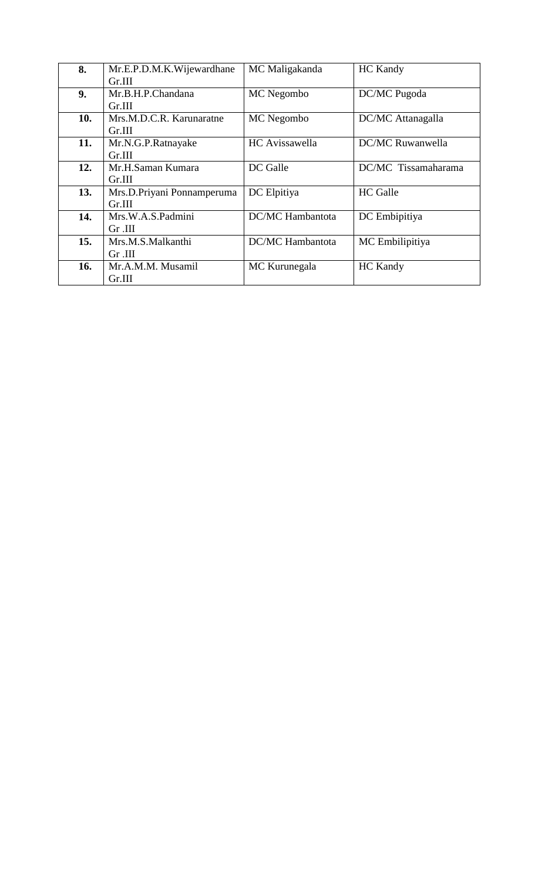| | | | |
|---|---|---|---|
| **8.** | Mr.E.P.D.M.K.Wijewardhane Gr.III | MC Maligakanda | HC Kandy |
| **9.** | Mr.B.H.P.Chandana Gr.III | MC Negombo | DC/MC Pugoda |
| **10.** | Mrs.M.D.C.R. Karunaratne Gr.III | MC Negombo | DC/MC Attanagalla |
| **11.** | Mr.N.G.P.Ratnayake Gr.III | HC Avissawella | DC/MC Ruwanwella |
| **12.** | Mr.H.Saman Kumara Gr.III | DC Galle | DC/MC Tissamaharama |
| **13.** | Mrs.D.Priyani Ponnamperuma Gr.III | DC Elpitiya | HC Galle |
| **14.** | Mrs.W.A.S.Padmini Gr .III | DC/MC Hambantota | DC Embipitiya |
| **15.** | Mrs.M.S.Malkanthi Gr .III | DC/MC Hambantota | MC Embilipitiya |
| **16.** | Mr.A.M.M. Musamil Gr.III | MC Kurunegala | HC Kandy |